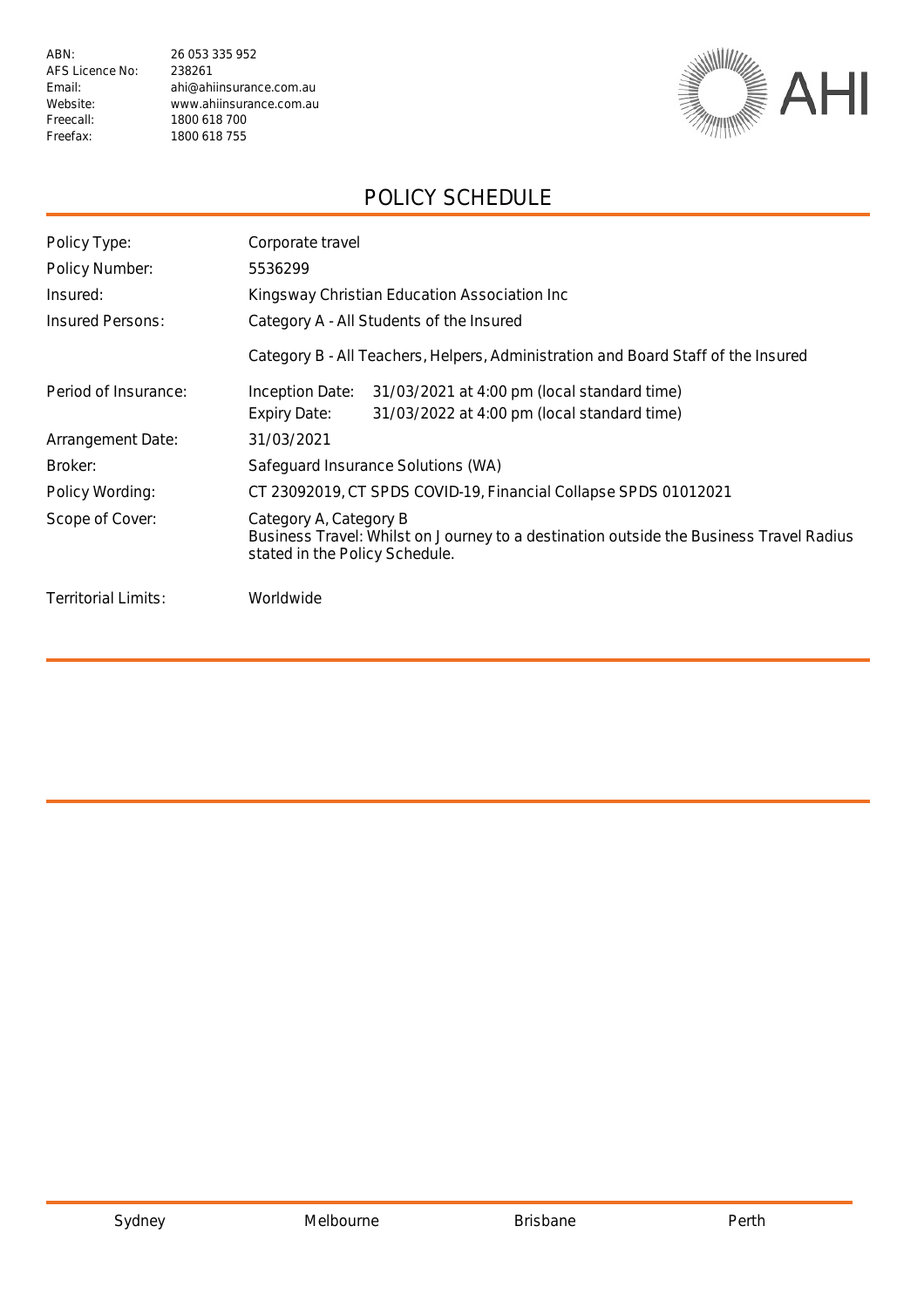ABN: 26 053 335 952
AFS Licence No: 238261
Email: ahi@ahiinsurance.com.au
Website: www.ahiinsurance.com.au
Freecall: 1800 618 700
Freefax: 1800 618 755

AHI

# POLICY SCHEDULE

| | |
|---|---|
| Policy Type: | Corporate travel |
| Policy Number: | 5536299 |
| Insured: | Kingsway Christian Education Association Inc |
| Insured Persons: | Category A - All Students of the Insured<br>Category B - All Teachers, Helpers, Administration and Board Staff of the Insured |
| Period of Insurance: | Inception Date: 31/03/2021 at 4:00 pm (local standard time)<br>Expiry Date: 31/03/2022 at 4:00 pm (local standard time) |
| Arrangement Date: | 31/03/2021 |
| Broker: | Safeguard Insurance Solutions (WA) |
| Policy Wording: | CT 23092019, CT SPDS COVID-19, Financial Collapse SPDS 01012021 |
| Scope of Cover: | Category A, Category B<br>Business Travel: Whilst on Journey to a destination outside the Business Travel Radius stated in the Policy Schedule. |
| Territorial Limits: | Worldwide |

Sydney Melbourne Brisbane Perth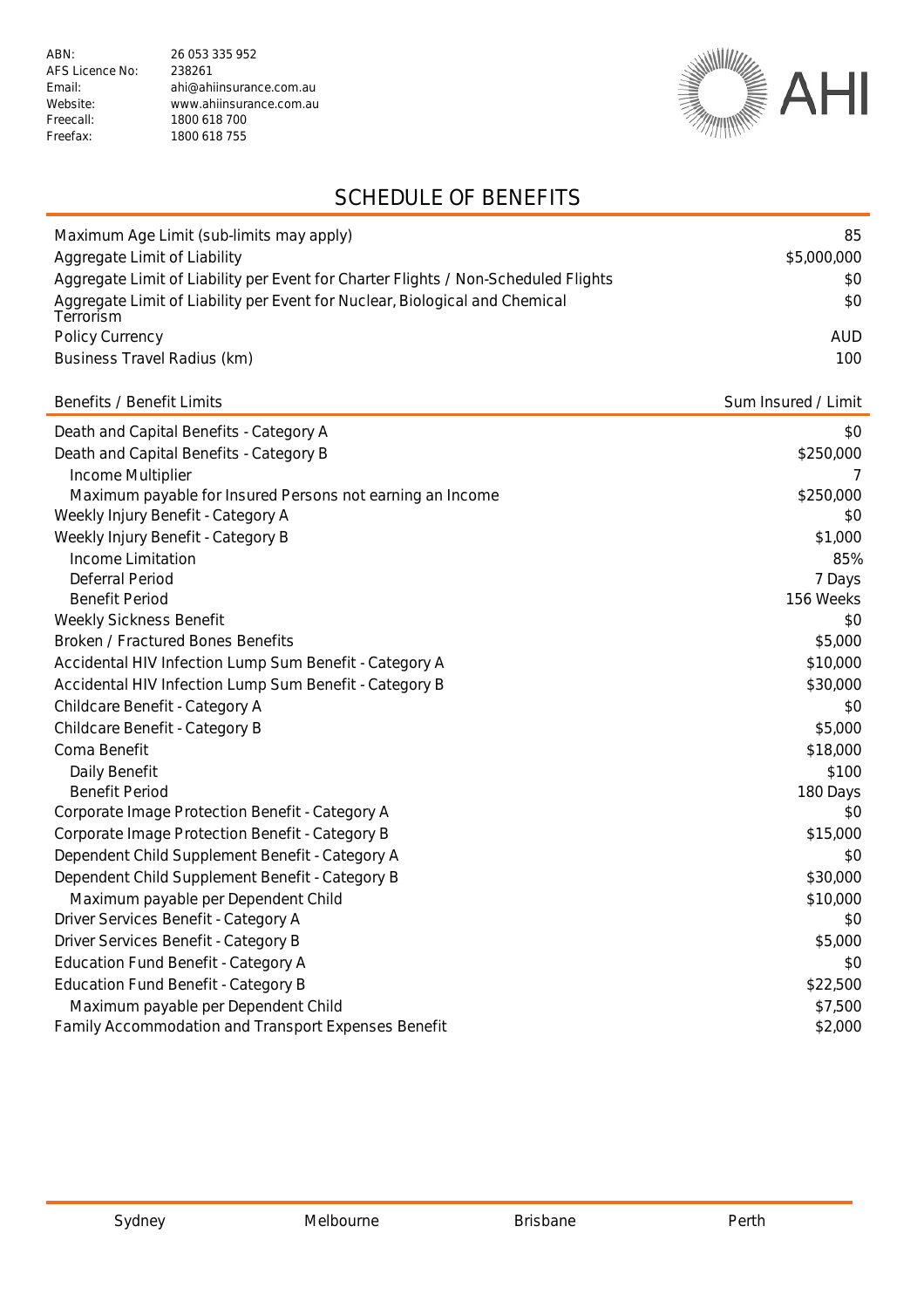| | |
|---|---|
| ABN: | 26 053 335 952 |
| AFS Licence No: | 238261 |
| Email: | ahi@ahiinsurance.com.au |
| Website: | www.ahiinsurance.com.au |
| Freecall: | 1800 618 700 |
| Freefax: | 1800 618 755 |

AHI

# SCHEDULE OF BENEFITS

| | |
|---|---|
| Maximum Age Limit (sub-limits may apply) | 85 |
| Aggregate Limit of Liability | $5,000,000 |
| Aggregate Limit of Liability per Event for Charter Flights / Non-Scheduled Flights | $0 |
| Aggregate Limit of Liability per Event for Nuclear, Biological and Chemical Terrorism | $0 |
| Policy Currency | AUD |
| Business Travel Radius (km) | 100 |

| Benefits / Benefit Limits | Sum Insured / Limit |
|---|---|
| Death and Capital Benefits - Category A | $0 |
| Death and Capital Benefits - Category B | $250,000 |
| Income Multiplier | 7 |
| Maximum payable for Insured Persons not earning an Income | $250,000 |
| Weekly Injury Benefit - Category A | $0 |
| Weekly Injury Benefit - Category B | $1,000 |
| Income Limitation | 85% |
| Deferral Period | 7 Days |
| Benefit Period | 156 Weeks |
| Weekly Sickness Benefit | $0 |
| Broken / Fractured Bones Benefits | $5,000 |
| Accidental HIV Infection Lump Sum Benefit - Category A | $10,000 |
| Accidental HIV Infection Lump Sum Benefit - Category B | $30,000 |
| Childcare Benefit - Category A | $0 |
| Childcare Benefit - Category B | $5,000 |
| Coma Benefit | $18,000 |
| Daily Benefit | $100 |
| Benefit Period | 180 Days |
| Corporate Image Protection Benefit - Category A | $0 |
| Corporate Image Protection Benefit - Category B | $15,000 |
| Dependent Child Supplement Benefit - Category A | $0 |
| Dependent Child Supplement Benefit - Category B | $30,000 |
| Maximum payable per Dependent Child | $10,000 |
| Driver Services Benefit - Category A | $0 |
| Driver Services Benefit - Category B | $5,000 |
| Education Fund Benefit - Category A | $0 |
| Education Fund Benefit - Category B | $22,500 |
| Maximum payable per Dependent Child | $7,500 |
| Family Accommodation and Transport Expenses Benefit | $2,000 |

Sydney Melbourne Brisbane Perth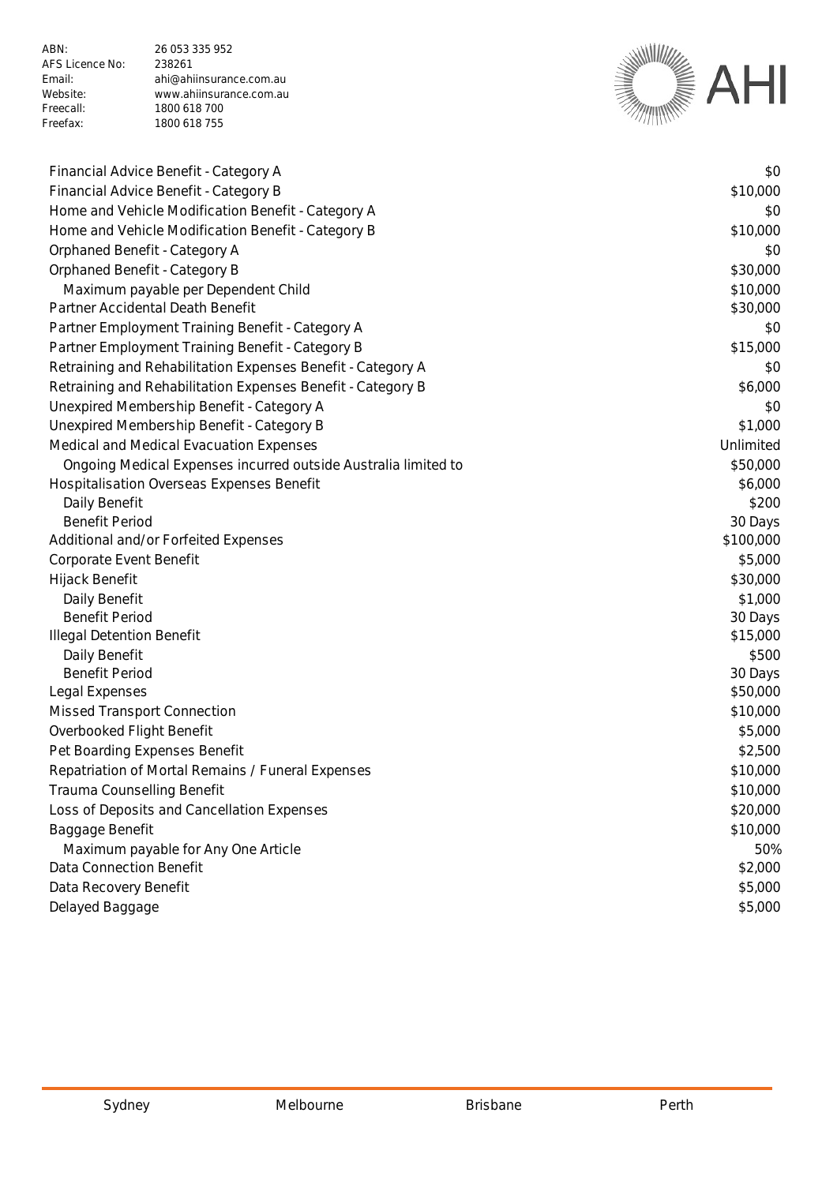| Benefit | Amount |
|---|---|
| Financial Advice Benefit - Category A | $0 |
| Financial Advice Benefit - Category B | $10,000 |
| Home and Vehicle Modification Benefit - Category A | $0 |
| Home and Vehicle Modification Benefit - Category B | $10,000 |
| Orphaned Benefit - Category A | $0 |
| Orphaned Benefit - Category B | $30,000 |
| Maximum payable per Dependent Child | $10,000 |
| Partner Accidental Death Benefit | $30,000 |
| Partner Employment Training Benefit - Category A | $0 |
| Partner Employment Training Benefit - Category B | $15,000 |
| Retraining and Rehabilitation Expenses Benefit - Category A | $0 |
| Retraining and Rehabilitation Expenses Benefit - Category B | $6,000 |
| Unexpired Membership Benefit - Category A | $0 |
| Unexpired Membership Benefit - Category B | $1,000 |
| Medical and Medical Evacuation Expenses | Unlimited |
| Ongoing Medical Expenses incurred outside Australia limited to | $50,000 |
| Hospitalisation Overseas Expenses Benefit | $6,000 |
| Daily Benefit | $200 |
| Benefit Period | 30 Days |
| Additional and/or Forfeited Expenses | $100,000 |
| Corporate Event Benefit | $5,000 |
| Hijack Benefit | $30,000 |
| Daily Benefit | $1,000 |
| Benefit Period | 30 Days |
| Illegal Detention Benefit | $15,000 |
| Daily Benefit | $500 |
| Benefit Period | 30 Days |
| Legal Expenses | $50,000 |
| Missed Transport Connection | $10,000 |
| Overbooked Flight Benefit | $5,000 |
| Pet Boarding Expenses Benefit | $2,500 |
| Repatriation of Mortal Remains / Funeral Expenses | $10,000 |
| Trauma Counselling Benefit | $10,000 |
| Loss of Deposits and Cancellation Expenses | $20,000 |
| Baggage Benefit | $10,000 |
| Maximum payable for Any One Article | 50% |
| Data Connection Benefit | $2,000 |
| Data Recovery Benefit | $5,000 |
| Delayed Baggage | $5,000 |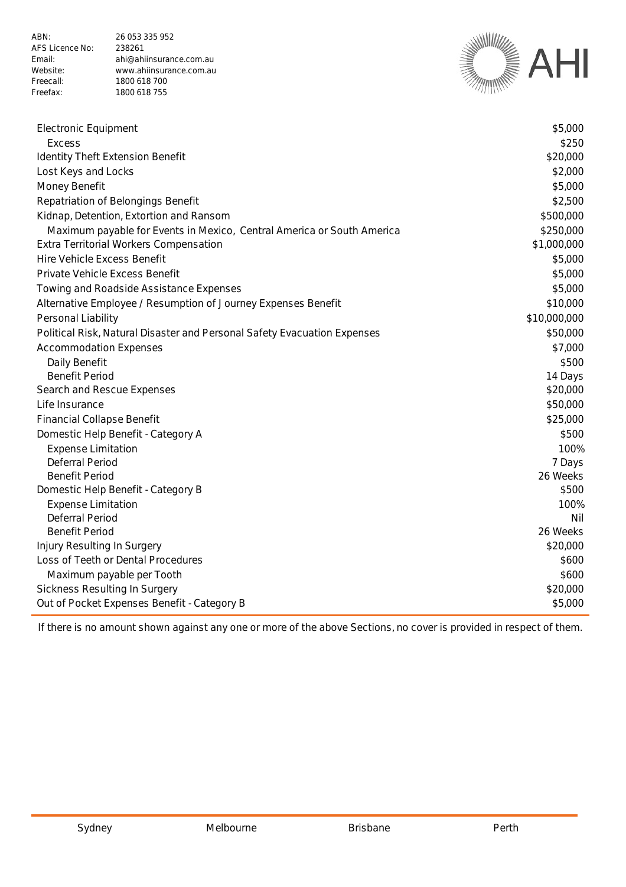| | |
|---|---|
| Electronic Equipment | $5,000 |
| Excess | $250 |
| Identity Theft Extension Benefit | $20,000 |
| Lost Keys and Locks | $2,000 |
| Money Benefit | $5,000 |
| Repatriation of Belongings Benefit | $2,500 |
| Kidnap, Detention, Extortion and Ransom | $500,000 |
| Maximum payable for Events in Mexico, Central America or South America | $250,000 |
| Extra Territorial Workers Compensation | $1,000,000 |
| Hire Vehicle Excess Benefit | $5,000 |
| Private Vehicle Excess Benefit | $5,000 |
| Towing and Roadside Assistance Expenses | $5,000 |
| Alternative Employee / Resumption of Journey Expenses Benefit | $10,000 |
| Personal Liability | $10,000,000 |
| Political Risk, Natural Disaster and Personal Safety Evacuation Expenses | $50,000 |
| Accommodation Expenses | $7,000 |
| Daily Benefit | $500 |
| Benefit Period | 14 Days |
| Search and Rescue Expenses | $20,000 |
| Life Insurance | $50,000 |
| Financial Collapse Benefit | $25,000 |
| Domestic Help Benefit - Category A | $500 |
| Expense Limitation | 100% |
| Deferral Period | 7 Days |
| Benefit Period | 26 Weeks |
| Domestic Help Benefit - Category B | $500 |
| Expense Limitation | 100% |
| Deferral Period | Nil |
| Benefit Period | 26 Weeks |
| Injury Resulting In Surgery | $20,000 |
| Loss of Teeth or Dental Procedures | $600 |
| Maximum payable per Tooth | $600 |
| Sickness Resulting In Surgery | $20,000 |
| Out of Pocket Expenses Benefit - Category B | $5,000 |

If there is no amount shown against any one or more of the above Sections, no cover is provided in respect of them.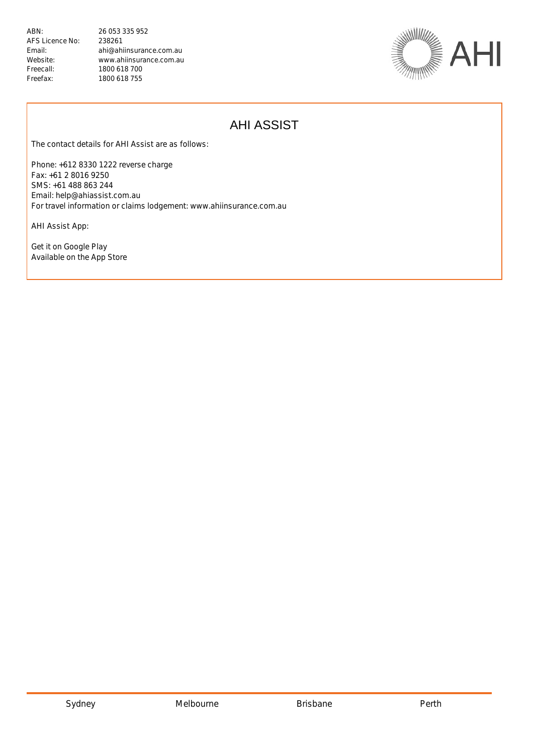ABN: 26 053 335 952
AFS Licence No: 238261
Email: ahi@ahiinsurance.com.au
Website: www.ahiinsurance.com.au
Freecall: 1800 618 700
Freefax: 1800 618 755

## AHI ASSIST

The contact details for AHI Assist are as follows:

Phone: +612 8330 1222 reverse charge
Fax: +61 2 8016 9250
SMS: +61 488 863 244
Email: help@ahiassist.com.au
For travel information or claims lodgement: www.ahiinsurance.com.au

AHI Assist App:

Get it on Google Play
Available on the App Store

Sydney Melbourne Brisbane Perth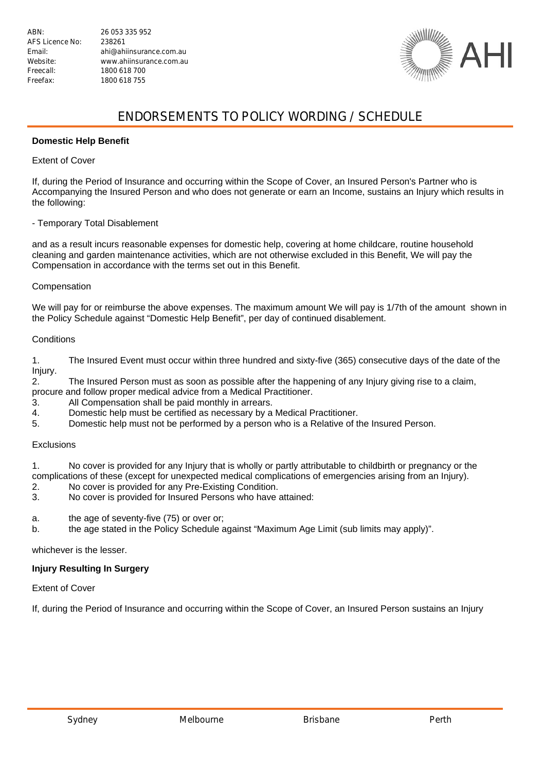# ENDORSEMENTS TO POLICY WORDING / SCHEDULE

**Domestic Help Benefit**

Extent of Cover

If, during the Period of Insurance and occurring within the Scope of Cover, an Insured Person's Partner who is Accompanying the Insured Person and who does not generate or earn an Income, sustains an Injury which results in the following:

- Temporary Total Disablement

and as a result incurs reasonable expenses for domestic help, covering at home childcare, routine household cleaning and garden maintenance activities, which are not otherwise excluded in this Benefit, We will pay the Compensation in accordance with the terms set out in this Benefit.

Compensation

We will pay for or reimburse the above expenses. The maximum amount We will pay is 1/7th of the amount shown in the Policy Schedule against "Domestic Help Benefit", per day of continued disablement.

Conditions

1. The Insured Event must occur within three hundred and sixty-five (365) consecutive days of the date of the Injury.
2. The Insured Person must as soon as possible after the happening of any Injury giving rise to a claim, procure and follow proper medical advice from a Medical Practitioner.
3. All Compensation shall be paid monthly in arrears.
4. Domestic help must be certified as necessary by a Medical Practitioner.
5. Domestic help must not be performed by a person who is a Relative of the Insured Person.

Exclusions

1. No cover is provided for any Injury that is wholly or partly attributable to childbirth or pregnancy or the complications of these (except for unexpected medical complications of emergencies arising from an Injury).
2. No cover is provided for any Pre-Existing Condition.
3. No cover is provided for Insured Persons who have attained:

a. the age of seventy-five (75) or over or;
b. the age stated in the Policy Schedule against "Maximum Age Limit (sub limits may apply)".

whichever is the lesser.

**Injury Resulting In Surgery**

Extent of Cover

If, during the Period of Insurance and occurring within the Scope of Cover, an Insured Person sustains an Injury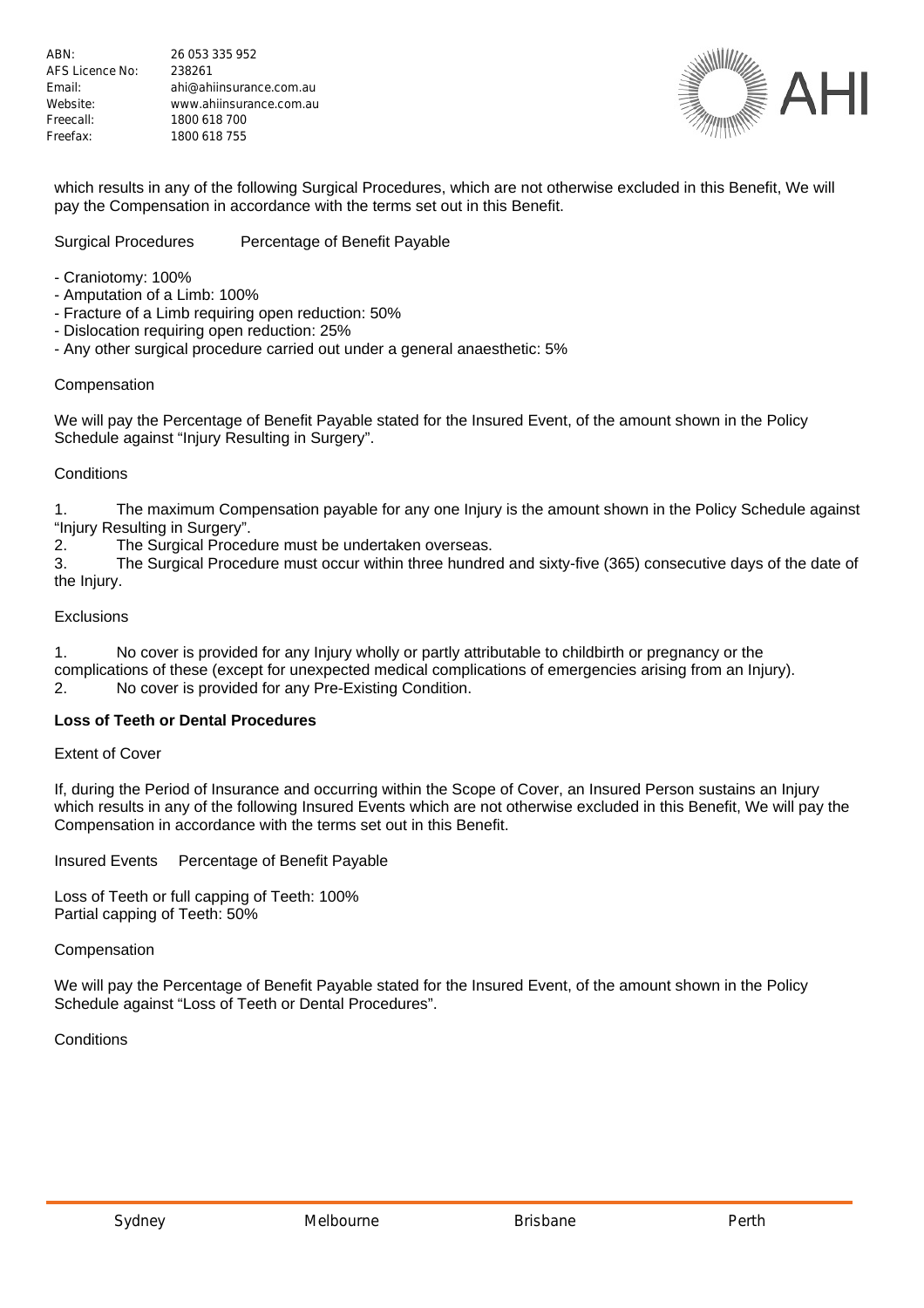which results in any of the following Surgical Procedures, which are not otherwise excluded in this Benefit, We will pay the Compensation in accordance with the terms set out in this Benefit.

Surgical Procedures    Percentage of Benefit Payable

- Craniotomy: 100%
- Amputation of a Limb: 100%
- Fracture of a Limb requiring open reduction: 50%
- Dislocation requiring open reduction: 25%
- Any other surgical procedure carried out under a general anaesthetic: 5%

Compensation

We will pay the Percentage of Benefit Payable stated for the Insured Event, of the amount shown in the Policy Schedule against "Injury Resulting in Surgery".

Conditions

1. The maximum Compensation payable for any one Injury is the amount shown in the Policy Schedule against "Injury Resulting in Surgery".
2. The Surgical Procedure must be undertaken overseas.
3. The Surgical Procedure must occur within three hundred and sixty-five (365) consecutive days of the date of the Injury.

Exclusions

1. No cover is provided for any Injury wholly or partly attributable to childbirth or pregnancy or the complications of these (except for unexpected medical complications of emergencies arising from an Injury).
2. No cover is provided for any Pre-Existing Condition.

**Loss of Teeth or Dental Procedures**

Extent of Cover

If, during the Period of Insurance and occurring within the Scope of Cover, an Insured Person sustains an Injury which results in any of the following Insured Events which are not otherwise excluded in this Benefit, We will pay the Compensation in accordance with the terms set out in this Benefit.

Insured Events    Percentage of Benefit Payable

Loss of Teeth or full capping of Teeth: 100%
Partial capping of Teeth: 50%

Compensation

We will pay the Percentage of Benefit Payable stated for the Insured Event, of the amount shown in the Policy Schedule against "Loss of Teeth or Dental Procedures".

Conditions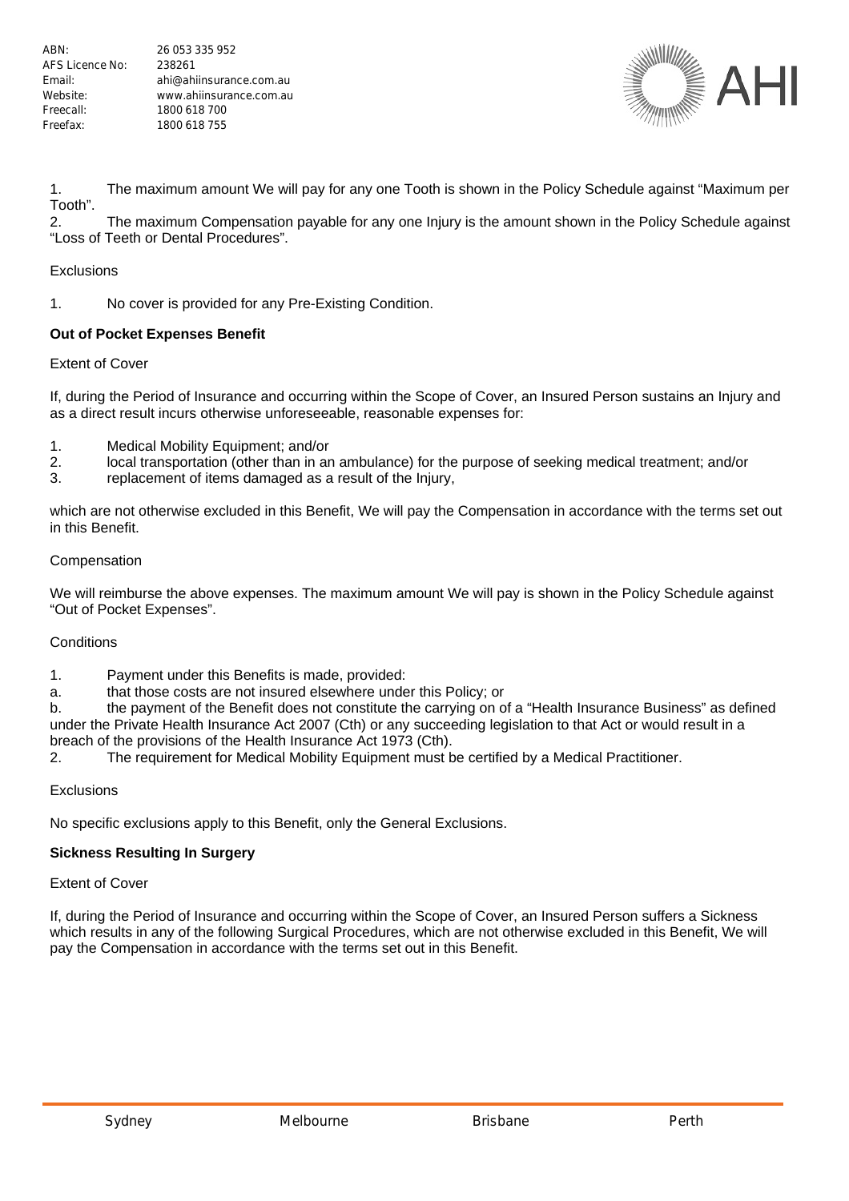1. The maximum amount We will pay for any one Tooth is shown in the Policy Schedule against "Maximum per Tooth".
2. The maximum Compensation payable for any one Injury is the amount shown in the Policy Schedule against "Loss of Teeth or Dental Procedures".

Exclusions

1. No cover is provided for any Pre-Existing Condition.

**Out of Pocket Expenses Benefit**

Extent of Cover

If, during the Period of Insurance and occurring within the Scope of Cover, an Insured Person sustains an Injury and as a direct result incurs otherwise unforeseeable, reasonable expenses for:

1. Medical Mobility Equipment; and/or
2. local transportation (other than in an ambulance) for the purpose of seeking medical treatment; and/or
3. replacement of items damaged as a result of the Injury,

which are not otherwise excluded in this Benefit, We will pay the Compensation in accordance with the terms set out in this Benefit.

Compensation

We will reimburse the above expenses. The maximum amount We will pay is shown in the Policy Schedule against "Out of Pocket Expenses".

Conditions

1. Payment under this Benefits is made, provided:
   a. that those costs are not insured elsewhere under this Policy; or
   b. the payment of the Benefit does not constitute the carrying on of a "Health Insurance Business" as defined under the Private Health Insurance Act 2007 (Cth) or any succeeding legislation to that Act or would result in a breach of the provisions of the Health Insurance Act 1973 (Cth).
2. The requirement for Medical Mobility Equipment must be certified by a Medical Practitioner.

Exclusions

No specific exclusions apply to this Benefit, only the General Exclusions.

**Sickness Resulting In Surgery**

Extent of Cover

If, during the Period of Insurance and occurring within the Scope of Cover, an Insured Person suffers a Sickness which results in any of the following Surgical Procedures, which are not otherwise excluded in this Benefit, We will pay the Compensation in accordance with the terms set out in this Benefit.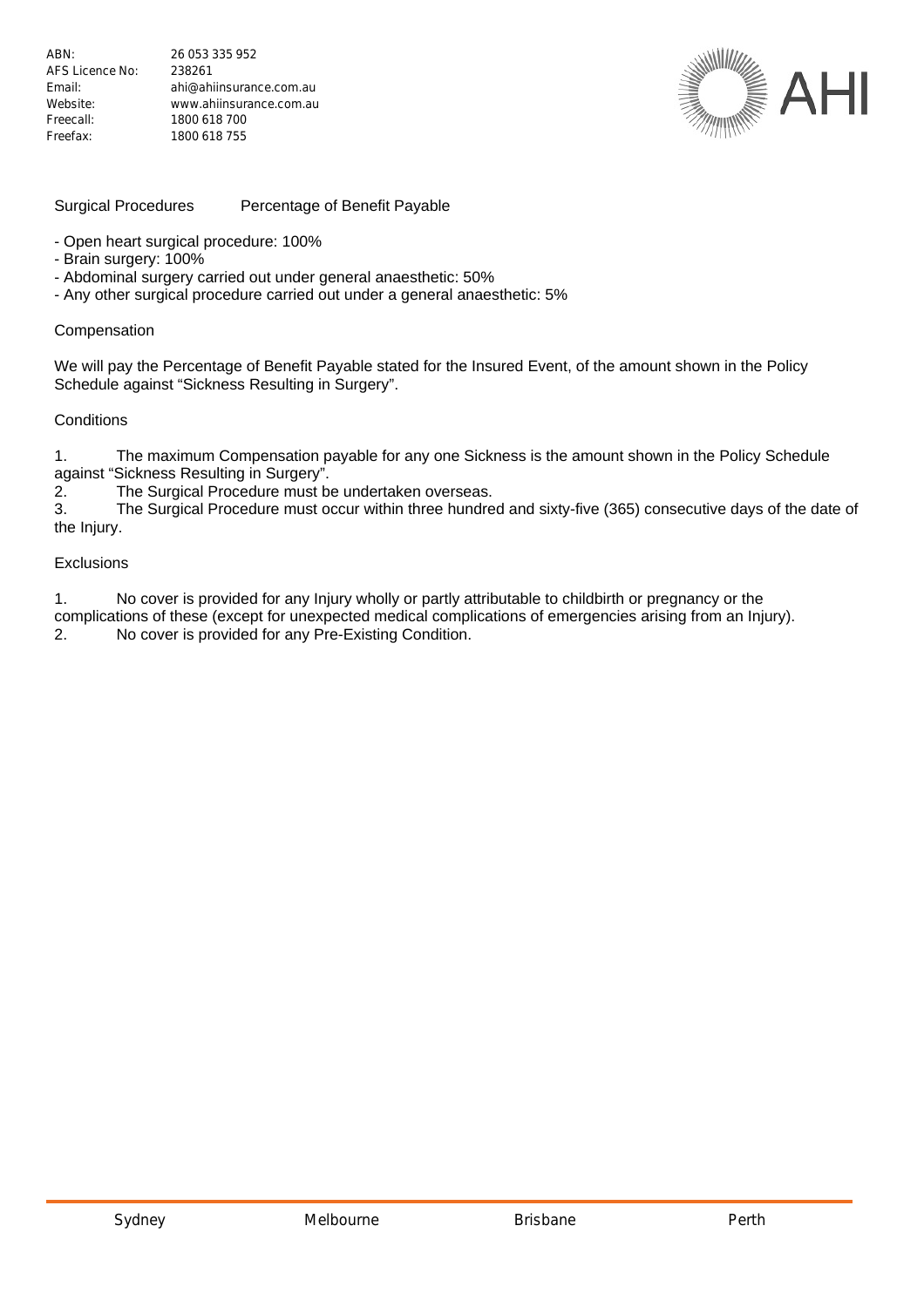Surgical Procedures Percentage of Benefit Payable

- Open heart surgical procedure: 100%
- Brain surgery: 100%
- Abdominal surgery carried out under general anaesthetic: 50%
- Any other surgical procedure carried out under a general anaesthetic: 5%

Compensation

We will pay the Percentage of Benefit Payable stated for the Insured Event, of the amount shown in the Policy Schedule against "Sickness Resulting in Surgery".

Conditions

1. The maximum Compensation payable for any one Sickness is the amount shown in the Policy Schedule against "Sickness Resulting in Surgery".
2. The Surgical Procedure must be undertaken overseas.
3. The Surgical Procedure must occur within three hundred and sixty-five (365) consecutive days of the date of the Injury.

Exclusions

1. No cover is provided for any Injury wholly or partly attributable to childbirth or pregnancy or the complications of these (except for unexpected medical complications of emergencies arising from an Injury).
2. No cover is provided for any Pre-Existing Condition.